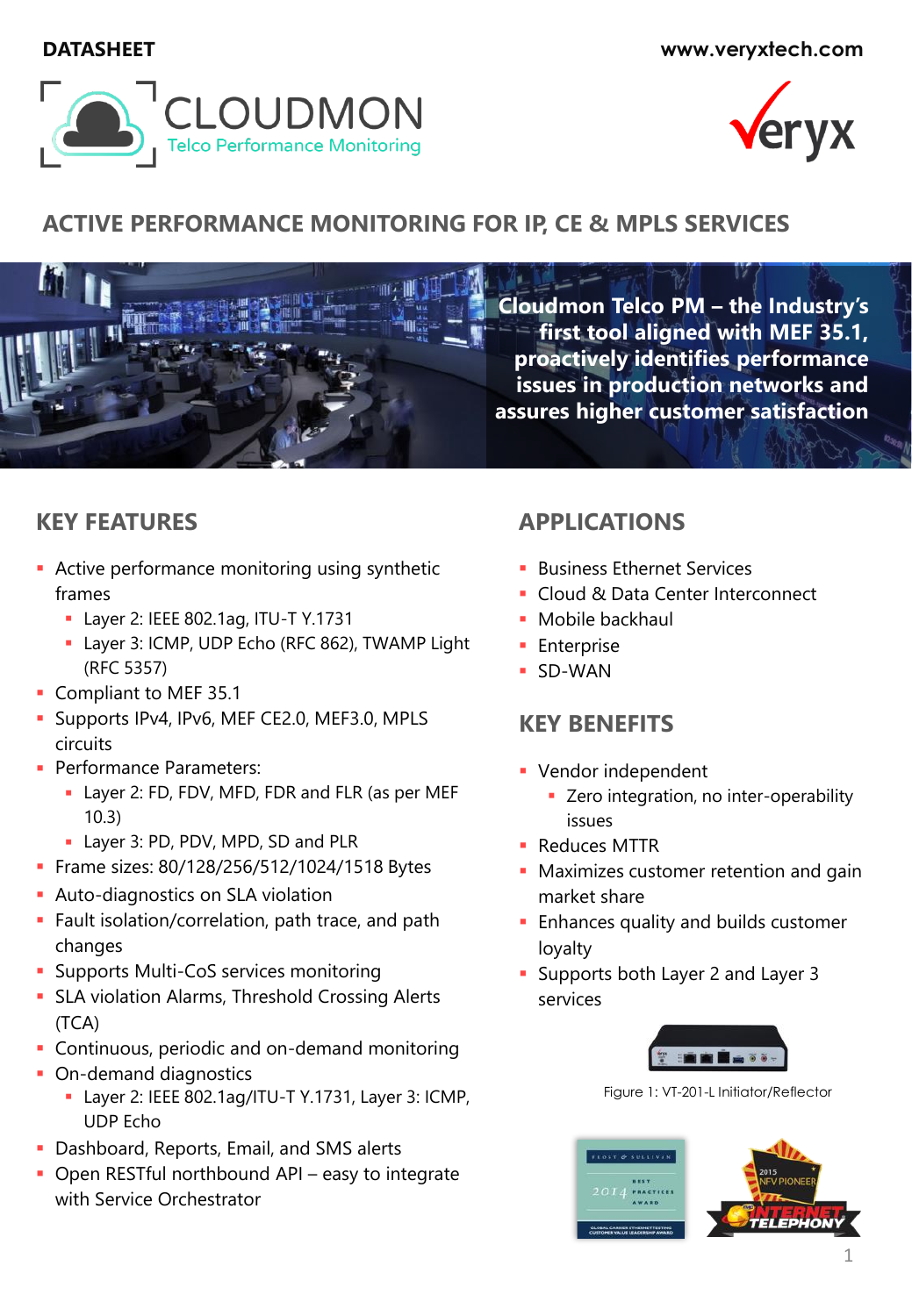DATASHEET

www.veryxtech.com

CLOUDMON
Telco Performance Monitoring

# ACTIVE PERFORMANCE MONITORING FOR IP, CE & MPLS SERVICES

**Cloudmon Telco PM – the Industry's first tool aligned with MEF 35.1, proactively identifies performance issues in production networks and assures higher customer satisfaction**

## KEY FEATURES

- Active performance monitoring using synthetic frames
  - Layer 2: IEEE 802.1ag, ITU-T Y.1731
  - Layer 3: ICMP, UDP Echo (RFC 862), TWAMP Light (RFC 5357)
- Compliant to MEF 35.1
- Supports IPv4, IPv6, MEF CE2.0, MEF3.0, MPLS circuits
- Performance Parameters:
  - Layer 2: FD, FDV, MFD, FDR and FLR (as per MEF 10.3)
  - Layer 3: PD, PDV, MPD, SD and PLR
- Frame sizes: 80/128/256/512/1024/1518 Bytes
- Auto-diagnostics on SLA violation
- Fault isolation/correlation, path trace, and path changes
- Supports Multi-CoS services monitoring
- SLA violation Alarms, Threshold Crossing Alerts (TCA)
- Continuous, periodic and on-demand monitoring
- On-demand diagnostics
  - Layer 2: IEEE 802.1ag/ITU-T Y.1731, Layer 3: ICMP, UDP Echo
- Dashboard, Reports, Email, and SMS alerts
- Open RESTful northbound API – easy to integrate with Service Orchestrator

## APPLICATIONS

- Business Ethernet Services
- Cloud & Data Center Interconnect
- Mobile backhaul
- Enterprise
- SD-WAN

## KEY BENEFITS

- Vendor independent
  - Zero integration, no inter-operability issues
- Reduces MTTR
- Maximizes customer retention and gain market share
- Enhances quality and builds customer loyalty
- Supports both Layer 2 and Layer 3 services

Figure 1: VT-201-L Initiator/Reflector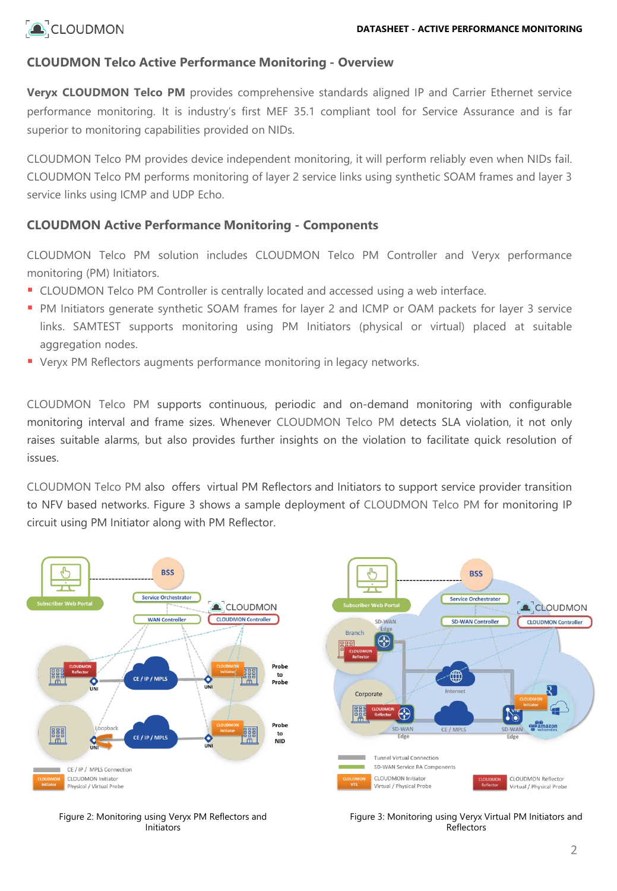## CLOUDMON Telco Active Performance Monitoring - Overview

**Veryx CLOUDMON Telco PM** provides comprehensive standards aligned IP and Carrier Ethernet service performance monitoring. It is industry's first MEF 35.1 compliant tool for Service Assurance and is far superior to monitoring capabilities provided on NIDs.

CLOUDMON Telco PM provides device independent monitoring, it will perform reliably even when NIDs fail. CLOUDMON Telco PM performs monitoring of layer 2 service links using synthetic SOAM frames and layer 3 service links using ICMP and UDP Echo.

## CLOUDMON Active Performance Monitoring - Components

CLOUDMON Telco PM solution includes CLOUDMON Telco PM Controller and Veryx performance monitoring (PM) Initiators.

- CLOUDMON Telco PM Controller is centrally located and accessed using a web interface.
- PM Initiators generate synthetic SOAM frames for layer 2 and ICMP or OAM packets for layer 3 service links. SAMTEST supports monitoring using PM Initiators (physical or virtual) placed at suitable aggregation nodes.
- Veryx PM Reflectors augments performance monitoring in legacy networks.

CLOUDMON Telco PM supports continuous, periodic and on-demand monitoring with configurable monitoring interval and frame sizes. Whenever CLOUDMON Telco PM detects SLA violation, it not only raises suitable alarms, but also provides further insights on the violation to facilitate quick resolution of issues.

CLOUDMON Telco PM also offers virtual PM Reflectors and Initiators to support service provider transition to NFV based networks. Figure 3 shows a sample deployment of CLOUDMON Telco PM for monitoring IP circuit using PM Initiator along with PM Reflector.

Figure 2: Monitoring using Veryx PM Reflectors and Initiators

Figure 3: Monitoring using Veryx Virtual PM Initiators and Reflectors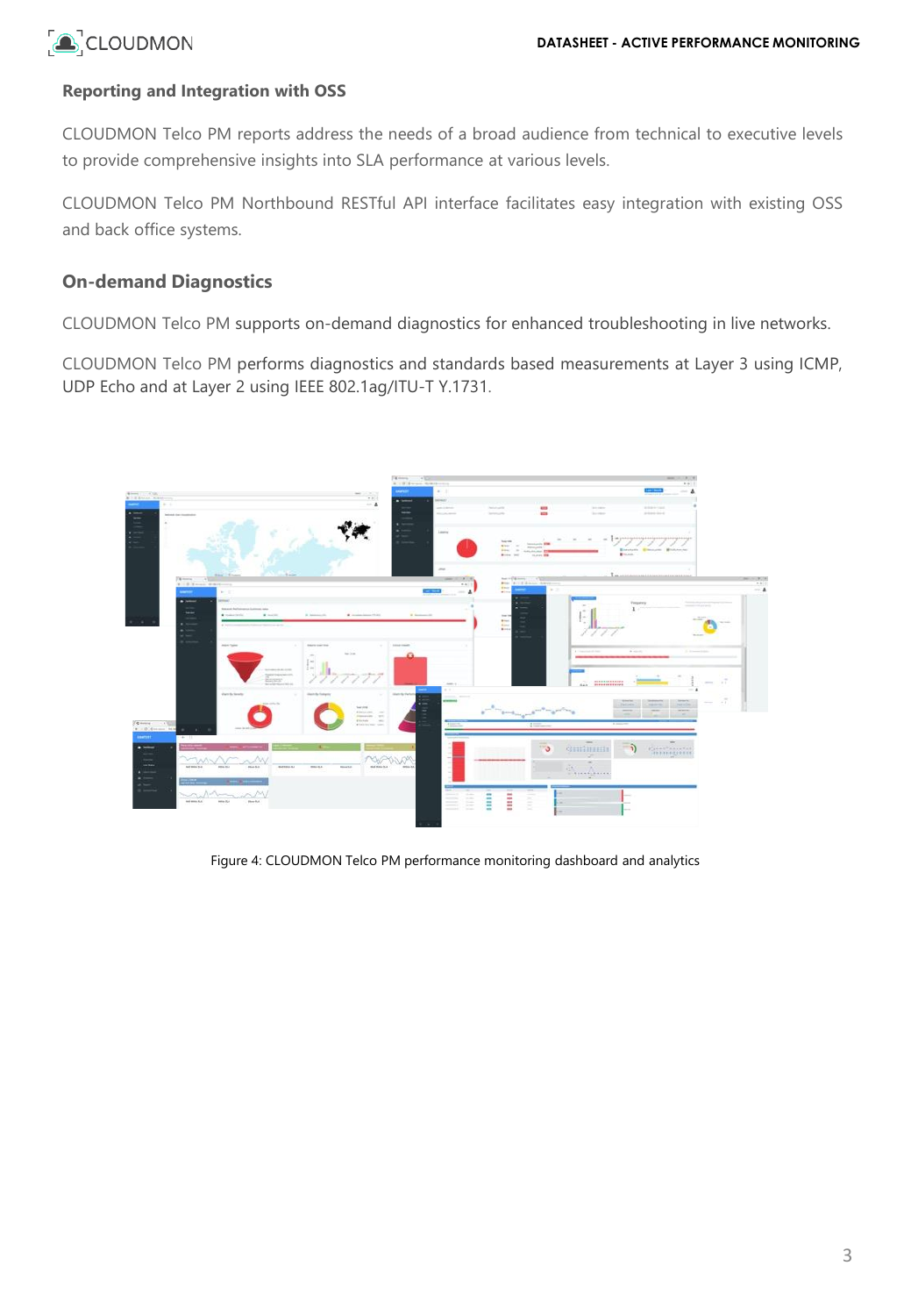## Reporting and Integration with OSS

CLOUDMON Telco PM reports address the needs of a broad audience from technical to executive levels to provide comprehensive insights into SLA performance at various levels.

CLOUDMON Telco PM Northbound RESTful API interface facilitates easy integration with existing OSS and back office systems.

## On-demand Diagnostics

CLOUDMON Telco PM supports on-demand diagnostics for enhanced troubleshooting in live networks.

CLOUDMON Telco PM performs diagnostics and standards based measurements at Layer 3 using ICMP, UDP Echo and at Layer 2 using IEEE 802.1ag/ITU-T Y.1731.

Figure 4: CLOUDMON Telco PM performance monitoring dashboard and analytics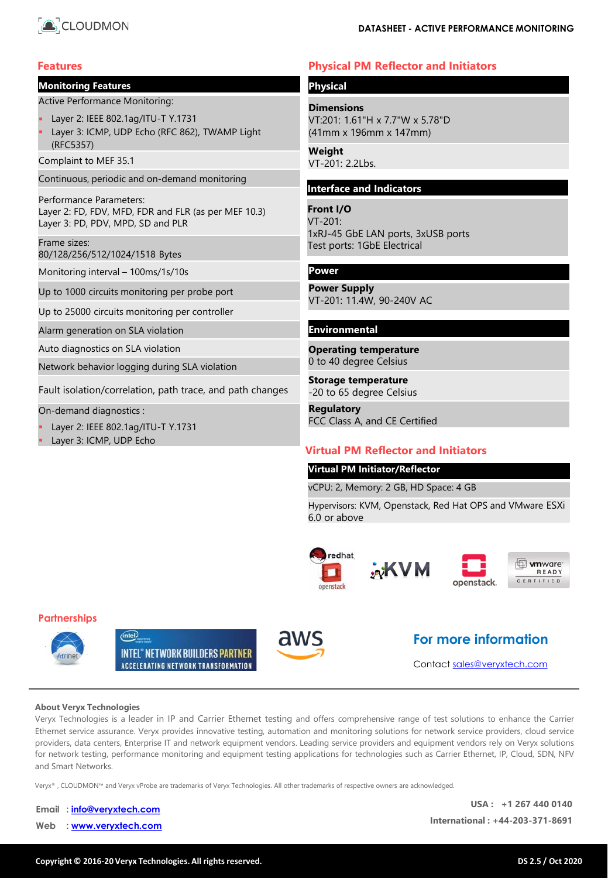## Features

| Monitoring Features |
|---|
| Active Performance Monitoring:<br>- Layer 2: IEEE 802.1ag/ITU-T Y.1731<br>- Layer 3: ICMP, UDP Echo (RFC 862), TWAMP Light (RFC5357) |
| Complaint to MEF 35.1 |
| Continuous, periodic and on-demand monitoring |
| Performance Parameters:<br>Layer 2: FD, FDV, MFD, FDR and FLR (as per MEF 10.3)<br>Layer 3: PD, PDV, MPD, SD and PLR |
| Frame sizes:<br>80/128/256/512/1024/1518 Bytes |
| Monitoring interval – 100ms/1s/10s |
| Up to 1000 circuits monitoring per probe port |
| Up to 25000 circuits monitoring per controller |
| Alarm generation on SLA violation |
| Auto diagnostics on SLA violation |
| Network behavior logging during SLA violation |
| Fault isolation/correlation, path trace, and path changes |
| On-demand diagnostics :<br>- Layer 2: IEEE 802.1ag/ITU-T Y.1731<br>- Layer 3: ICMP, UDP Echo |

## Physical PM Reflector and Initiators

| Physical |
|---|
| **Dimensions**<br>VT:201: 1.61"H x 7.7"W x 5.78"D<br>(41mm x 196mm x 147mm) |
| **Weight**<br>VT-201: 2.2Lbs. |

| Interface and Indicators |
|---|
| **Front I/O**<br>VT-201:<br>1xRJ-45 GbE LAN ports, 3xUSB ports<br>Test ports: 1GbE Electrical |

| Power |
|---|
| **Power Supply**<br>VT-201: 11.4W, 90-240V AC |

| Environmental |
|---|
| **Operating temperature**<br>0 to 40 degree Celsius |
| **Storage temperature**<br>-20 to 65 degree Celsius |
| **Regulatory**<br>FCC Class A, and CE Certified |

## Virtual PM Reflector and Initiators

| Virtual PM Initiator/Reflector |
|---|
| vCPU: 2, Memory: 2 GB, HD Space: 4 GB |
| Hypervisors: KVM, Openstack, Red Hat OPS and VMware ESXi 6.0 or above |

redhat openstack | KVM | openstack. | vmware READY CERTIFIED

## Partnerships

Atrinet | INTEL® NETWORK BUILDERS PARTNER ACCELERATING NETWORK TRANSFORMATION | aws

## For more information

Contact sales@veryxtech.com

---

**About Veryx Technologies**

Veryx Technologies is a leader in IP and Carrier Ethernet testing and offers comprehensive range of test solutions to enhance the Carrier Ethernet service assurance. Veryx provides innovative testing, automation and monitoring solutions for network service providers, cloud service providers, data centers, Enterprise IT and network equipment vendors. Leading service providers and equipment vendors rely on Veryx solutions for network testing, performance monitoring and equipment testing applications for technologies such as Carrier Ethernet, IP, Cloud, SDN, NFV and Smart Networks.

Veryx® , CLOUDMON™ and Veryx vProbe are trademarks of Veryx Technologies. All other trademarks of respective owners are acknowledged.

**Email** : **info@veryxtech.com**
**Web** : **www.veryxtech.com**

**USA : +1 267 440 0140**
**International : +44-203-371-8691**

**Copyright © 2016-20 Veryx Technologies. All rights reserved.** **DS 2.5 / Oct 2020**